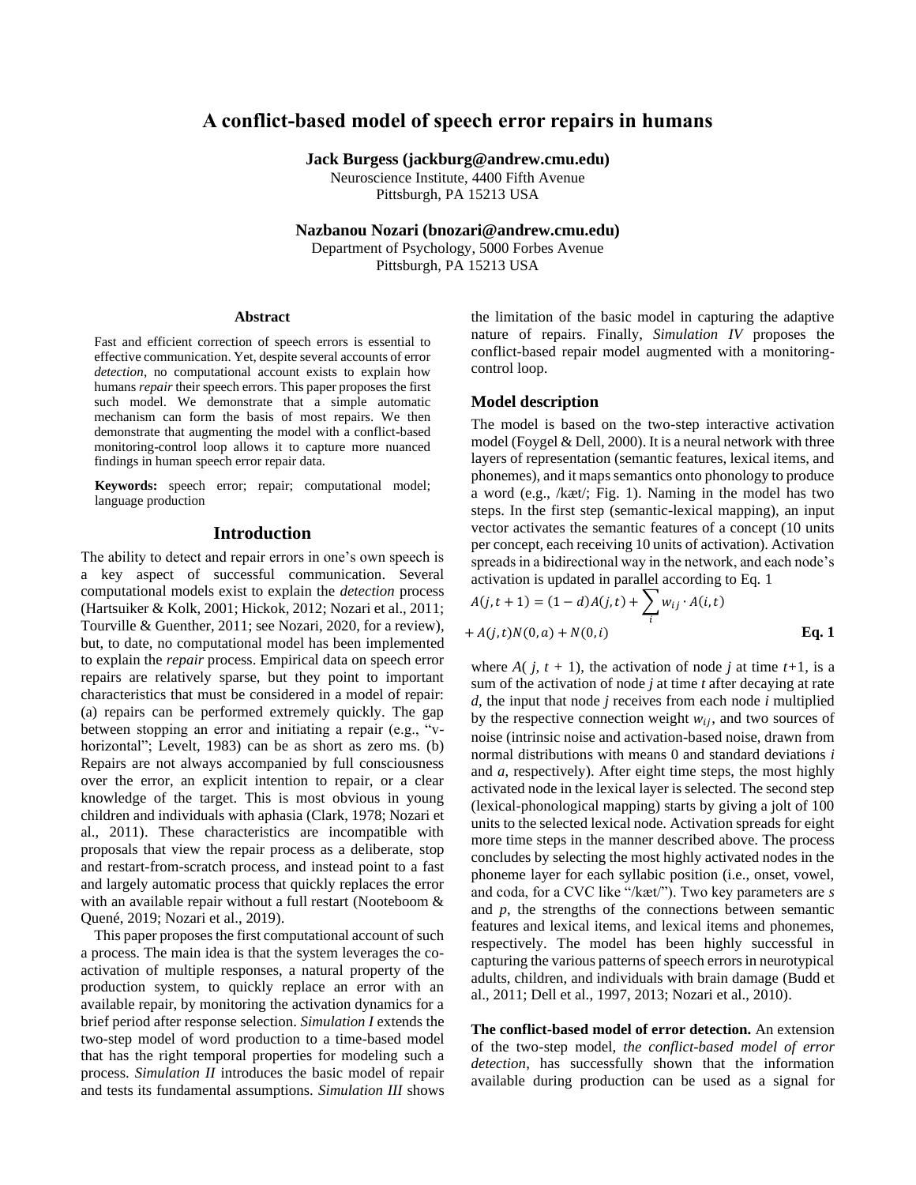# A conflict-based model of speech error repairs in humans

**Jack Burgess (jackburg@andrew.cmu.edu)**
Neuroscience Institute, 4400 Fifth Avenue
Pittsburgh, PA 15213 USA

**Nazbanou Nozari (bnozari@andrew.cmu.edu)**
Department of Psychology, 5000 Forbes Avenue
Pittsburgh, PA 15213 USA

## Abstract

Fast and efficient correction of speech errors is essential to effective communication. Yet, despite several accounts of error *detection*, no computational account exists to explain how humans *repair* their speech errors. This paper proposes the first such model. We demonstrate that a simple automatic mechanism can form the basis of most repairs. We then demonstrate that augmenting the model with a conflict-based monitoring-control loop allows it to capture more nuanced findings in human speech error repair data.

**Keywords:** speech error; repair; computational model; language production

## Introduction

The ability to detect and repair errors in one's own speech is a key aspect of successful communication. Several computational models exist to explain the *detection* process (Hartsuiker & Kolk, 2001; Hickok, 2012; Nozari et al., 2011; Tourville & Guenther, 2011; see Nozari, 2020, for a review), but, to date, no computational model has been implemented to explain the *repair* process. Empirical data on speech error repairs are relatively sparse, but they point to important characteristics that must be considered in a model of repair: (a) repairs can be performed extremely quickly. The gap between stopping an error and initiating a repair (e.g., "v-horizontal"; Levelt, 1983) can be as short as zero ms. (b) Repairs are not always accompanied by full consciousness over the error, an explicit intention to repair, or a clear knowledge of the target. This is most obvious in young children and individuals with aphasia (Clark, 1978; Nozari et al., 2011). These characteristics are incompatible with proposals that view the repair process as a deliberate, stop and restart-from-scratch process, and instead point to a fast and largely automatic process that quickly replaces the error with an available repair without a full restart (Nooteboom & Quené, 2019; Nozari et al., 2019).

This paper proposes the first computational account of such a process. The main idea is that the system leverages the co-activation of multiple responses, a natural property of the production system, to quickly replace an error with an available repair, by monitoring the activation dynamics for a brief period after response selection. *Simulation I* extends the two-step model of word production to a time-based model that has the right temporal properties for modeling such a process. *Simulation II* introduces the basic model of repair and tests its fundamental assumptions. *Simulation III* shows the limitation of the basic model in capturing the adaptive nature of repairs. Finally, *Simulation IV* proposes the conflict-based repair model augmented with a monitoring-control loop.

## Model description

The model is based on the two-step interactive activation model (Foygel & Dell, 2000). It is a neural network with three layers of representation (semantic features, lexical items, and phonemes), and it maps semantics onto phonology to produce a word (e.g., /kæt/; Fig. 1). Naming in the model has two steps. In the first step (semantic-lexical mapping), an input vector activates the semantic features of a concept (10 units per concept, each receiving 10 units of activation). Activation spreads in a bidirectional way in the network, and each node's activation is updated in parallel according to Eq. 1

$$A(j,t+1) = (1-d)A(j,t) + \sum_i w_{ij} \cdot A(i,t) + A(j,t)N(0,a) + N(0,i) \qquad \textbf{Eq. 1}$$

where $A(j, t+1)$, the activation of node $j$ at time $t$+1, is a sum of the activation of node $j$ at time $t$ after decaying at rate $d$, the input that node $j$ receives from each node $i$ multiplied by the respective connection weight $w_{ij}$, and two sources of noise (intrinsic noise and activation-based noise, drawn from normal distributions with means 0 and standard deviations $i$ and $a$, respectively). After eight time steps, the most highly activated node in the lexical layer is selected. The second step (lexical-phonological mapping) starts by giving a jolt of 100 units to the selected lexical node. Activation spreads for eight more time steps in the manner described above. The process concludes by selecting the most highly activated nodes in the phoneme layer for each syllabic position (i.e., onset, vowel, and coda, for a CVC like "/kæt/"). Two key parameters are $s$ and $p$, the strengths of the connections between semantic features and lexical items, and lexical items and phonemes, respectively. The model has been highly successful in capturing the various patterns of speech errors in neurotypical adults, children, and individuals with brain damage (Budd et al., 2011; Dell et al., 1997, 2013; Nozari et al., 2010).

**The conflict-based model of error detection.** An extension of the two-step model, *the conflict-based model of error detection*, has successfully shown that the information available during production can be used as a signal for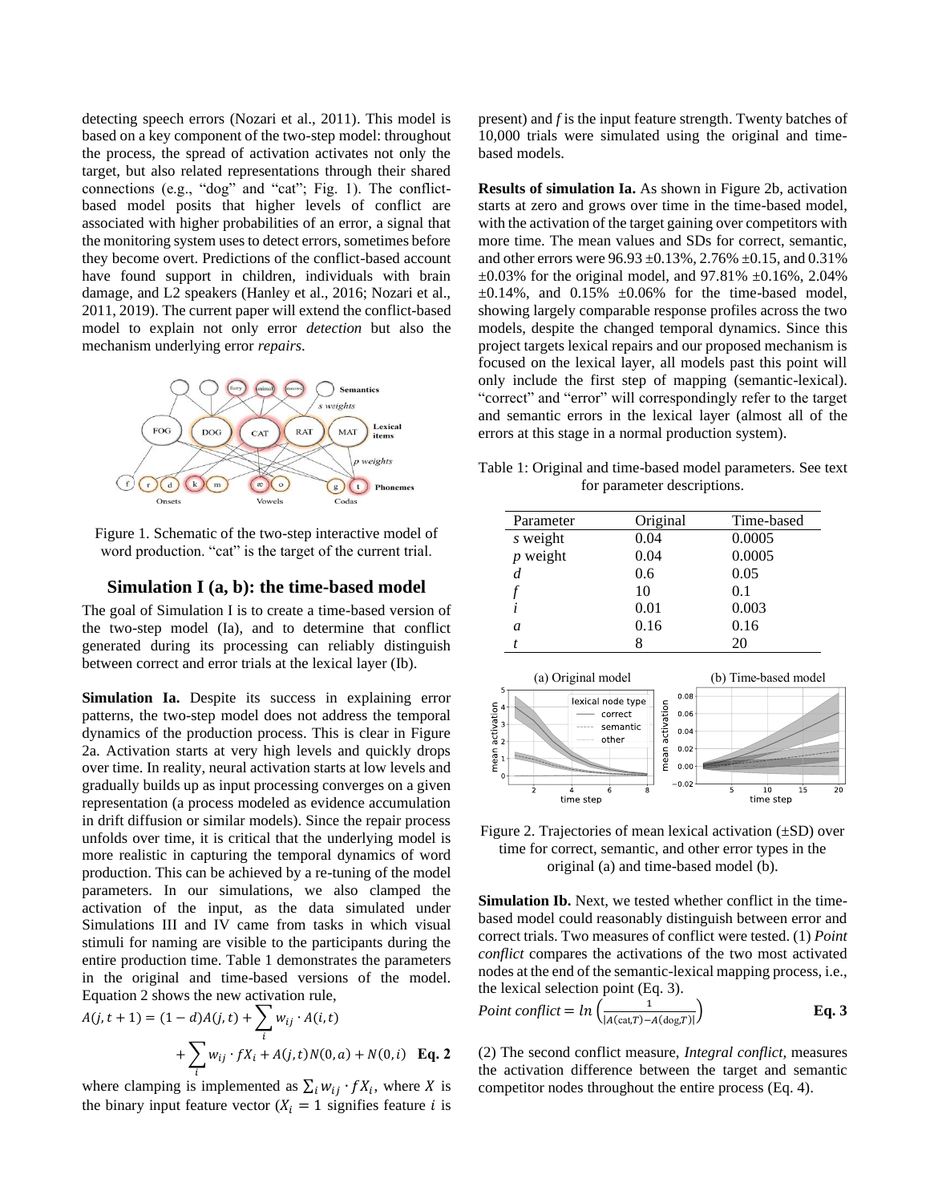detecting speech errors (Nozari et al., 2011). This model is based on a key component of the two-step model: throughout the process, the spread of activation activates not only the target, but also related representations through their shared connections (e.g., "dog" and "cat"; Fig. 1). The conflict-based model posits that higher levels of conflict are associated with higher probabilities of an error, a signal that the monitoring system uses to detect errors, sometimes before they become overt. Predictions of the conflict-based account have found support in children, individuals with brain damage, and L2 speakers (Hanley et al., 2016; Nozari et al., 2011, 2019). The current paper will extend the conflict-based model to explain not only error *detection* but also the mechanism underlying error *repairs*.

Figure 1. Schematic of the two-step interactive model of word production. "cat" is the target of the current trial.

## Simulation I (a, b): the time-based model

The goal of Simulation I is to create a time-based version of the two-step model (Ia), and to determine that conflict generated during its processing can reliably distinguish between correct and error trials at the lexical layer (Ib).

**Simulation Ia.** Despite its success in explaining error patterns, the two-step model does not address the temporal dynamics of the production process. This is clear in Figure 2a. Activation starts at very high levels and quickly drops over time. In reality, neural activation starts at low levels and gradually builds up as input processing converges on a given representation (a process modeled as evidence accumulation in drift diffusion or similar models). Since the repair process unfolds over time, it is critical that the underlying model is more realistic in capturing the temporal dynamics of word production. This can be achieved by a re-tuning of the model parameters. In our simulations, we also clamped the activation of the input, as the data simulated under Simulations III and IV came from tasks in which visual stimuli for naming are visible to the participants during the entire production time. Table 1 demonstrates the parameters in the original and time-based versions of the model. Equation 2 shows the new activation rule,

$$A(j, t+1) = (1-d)A(j,t) + \sum_i w_{ij} \cdot A(i,t) + \sum_i w_{ij} \cdot fX_i + A(j,t)N(0,a) + N(0,i) \quad \textbf{Eq. 2}$$

where clamping is implemented as $\sum_i w_{ij} \cdot fX_i$, where $X$ is the binary input feature vector ($X_i = 1$ signifies feature $i$ is present) and $f$ is the input feature strength. Twenty batches of 10,000 trials were simulated using the original and time-based models.

**Results of simulation Ia.** As shown in Figure 2b, activation starts at zero and grows over time in the time-based model, with the activation of the target gaining over competitors with more time. The mean values and SDs for correct, semantic, and other errors were 96.93 ±0.13%, 2.76% ±0.15, and 0.31% ±0.03% for the original model, and 97.81% ±0.16%, 2.04% ±0.14%, and 0.15% ±0.06% for the time-based model, showing largely comparable response profiles across the two models, despite the changed temporal dynamics. Since this project targets lexical repairs and our proposed mechanism is focused on the lexical layer, all models past this point will only include the first step of mapping (semantic-lexical). "correct" and "error" will correspondingly refer to the target and semantic errors in the lexical layer (almost all of the errors at this stage in a normal production system).

Table 1: Original and time-based model parameters. See text for parameter descriptions.

| Parameter | Original | Time-based |
|---|---|---|
| *s* weight | 0.04 | 0.0005 |
| *p* weight | 0.04 | 0.0005 |
| *d* | 0.6 | 0.05 |
| *f* | 10 | 0.1 |
| *i* | 0.01 | 0.003 |
| *a* | 0.16 | 0.16 |
| *t* | 8 | 20 |

Figure 2. Trajectories of mean lexical activation (±SD) over time for correct, semantic, and other error types in the original (a) and time-based model (b).

**Simulation Ib.** Next, we tested whether conflict in the time-based model could reasonably distinguish between error and correct trials. Two measures of conflict were tested. (1) *Point conflict* compares the activations of the two most activated nodes at the end of the semantic-lexical mapping process, i.e., the lexical selection point (Eq. 3).

$$Point\ conflict = \ln\left(\frac{1}{|A(\text{cat},T) - A(\text{dog},T)|}\right) \quad \textbf{Eq. 3}$$

(2) The second conflict measure, *Integral conflict*, measures the activation difference between the target and semantic competitor nodes throughout the entire process (Eq. 4).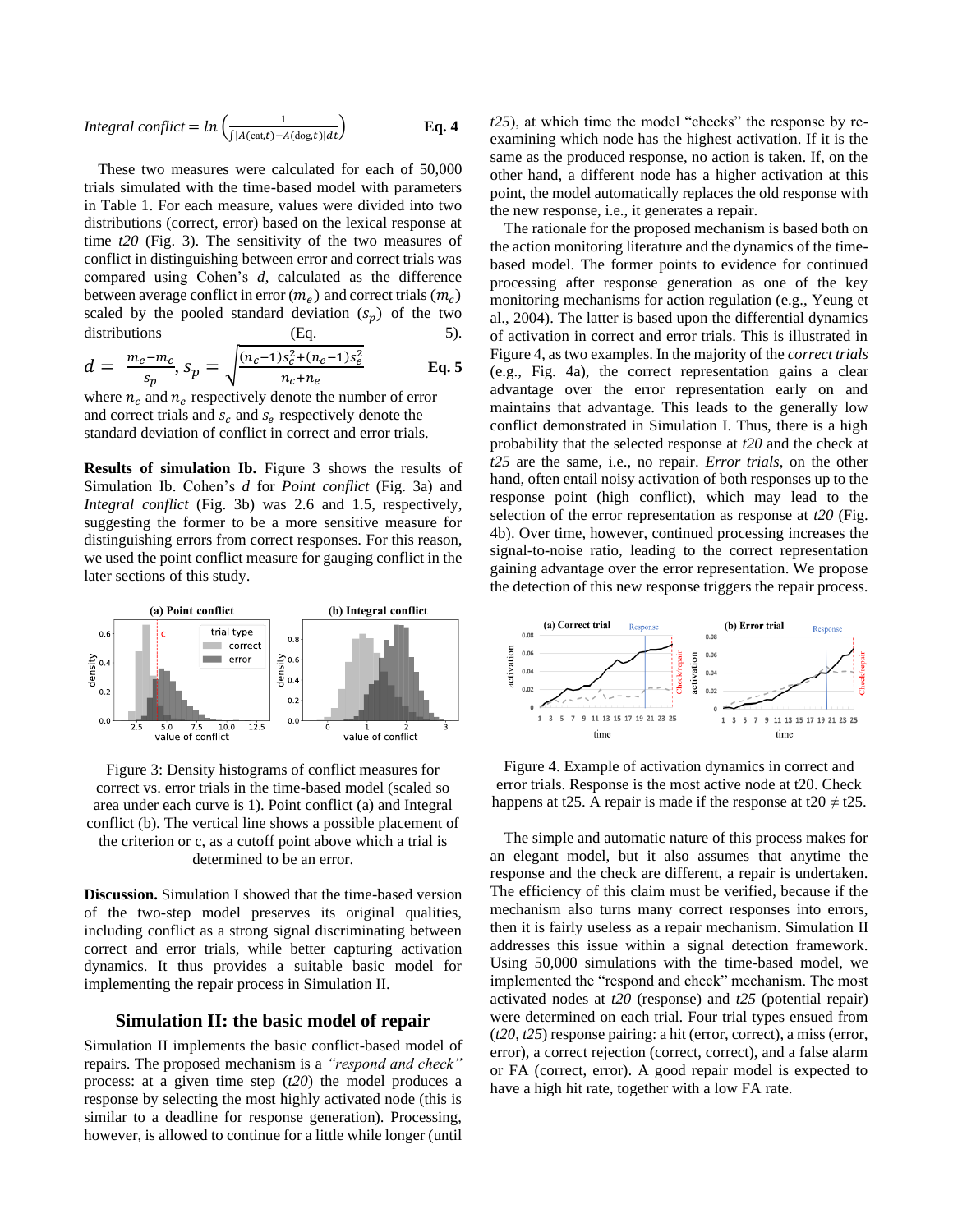$$Integral\ conflict = ln\left(\frac{1}{\int |A(\text{cat},t) - A(\text{dog},t)|dt}\right) \quad \textbf{Eq. 4}$$

These two measures were calculated for each of 50,000 trials simulated with the time-based model with parameters in Table 1. For each measure, values were divided into two distributions (correct, error) based on the lexical response at time *t20* (Fig. 3). The sensitivity of the two measures of conflict in distinguishing between error and correct trials was compared using Cohen's *d*, calculated as the difference between average conflict in error ($m_e$) and correct trials ($m_c$) scaled by the pooled standard deviation ($s_p$) of the two distributions (Eq. 5).

$$d = \frac{m_e - m_c}{s_p},\ s_p = \sqrt{\frac{(n_c-1)s_c^2 + (n_e-1)s_e^2}{n_c+n_e}} \quad \textbf{Eq. 5}$$

where $n_c$ and $n_e$ respectively denote the number of error and correct trials and $s_c$ and $s_e$ respectively denote the standard deviation of conflict in correct and error trials.

**Results of simulation Ib.** Figure 3 shows the results of Simulation Ib. Cohen's *d* for *Point conflict* (Fig. 3a) and *Integral conflict* (Fig. 3b) was 2.6 and 1.5, respectively, suggesting the former to be a more sensitive measure for distinguishing errors from correct responses. For this reason, we used the point conflict measure for gauging conflict in the later sections of this study.

Figure 3: Density histograms of conflict measures for correct vs. error trials in the time-based model (scaled so area under each curve is 1). Point conflict (a) and Integral conflict (b). The vertical line shows a possible placement of the criterion or c, as a cutoff point above which a trial is determined to be an error.

**Discussion.** Simulation I showed that the time-based version of the two-step model preserves its original qualities, including conflict as a strong signal discriminating between correct and error trials, while better capturing activation dynamics. It thus provides a suitable basic model for implementing the repair process in Simulation II.

## Simulation II: the basic model of repair

Simulation II implements the basic conflict-based model of repairs. The proposed mechanism is a *"respond and check"* process: at a given time step (*t20*) the model produces a response by selecting the most highly activated node (this is similar to a deadline for response generation). Processing, however, is allowed to continue for a little while longer (until *t25*), at which time the model "checks" the response by re-examining which node has the highest activation. If it is the same as the produced response, no action is taken. If, on the other hand, a different node has a higher activation at this point, the model automatically replaces the old response with the new response, i.e., it generates a repair.

The rationale for the proposed mechanism is based both on the action monitoring literature and the dynamics of the time-based model. The former points to evidence for continued processing after response generation as one of the key monitoring mechanisms for action regulation (e.g., Yeung et al., 2004). The latter is based upon the differential dynamics of activation in correct and error trials. This is illustrated in Figure 4, as two examples. In the majority of the *correct trials* (e.g., Fig. 4a), the correct representation gains a clear advantage over the error representation early on and maintains that advantage. This leads to the generally low conflict demonstrated in Simulation I. Thus, there is a high probability that the selected response at *t20* and the check at *t25* are the same, i.e., no repair. *Error trials*, on the other hand, often entail noisy activation of both responses up to the response point (high conflict), which may lead to the selection of the error representation as response at *t20* (Fig. 4b). Over time, however, continued processing increases the signal-to-noise ratio, leading to the correct representation gaining advantage over the error representation. We propose the detection of this new response triggers the repair process.

Figure 4. Example of activation dynamics in correct and error trials. Response is the most active node at t20. Check happens at t25. A repair is made if the response at t20 ≠ t25.

The simple and automatic nature of this process makes for an elegant model, but it also assumes that anytime the response and the check are different, a repair is undertaken. The efficiency of this claim must be verified, because if the mechanism also turns many correct responses into errors, then it is fairly useless as a repair mechanism. Simulation II addresses this issue within a signal detection framework. Using 50,000 simulations with the time-based model, we implemented the "respond and check" mechanism. The most activated nodes at *t20* (response) and *t25* (potential repair) were determined on each trial. Four trial types ensued from (*t20, t25*) response pairing: a hit (error, correct), a miss (error, error), a correct rejection (correct, correct), and a false alarm or FA (correct, error). A good repair model is expected to have a high hit rate, together with a low FA rate.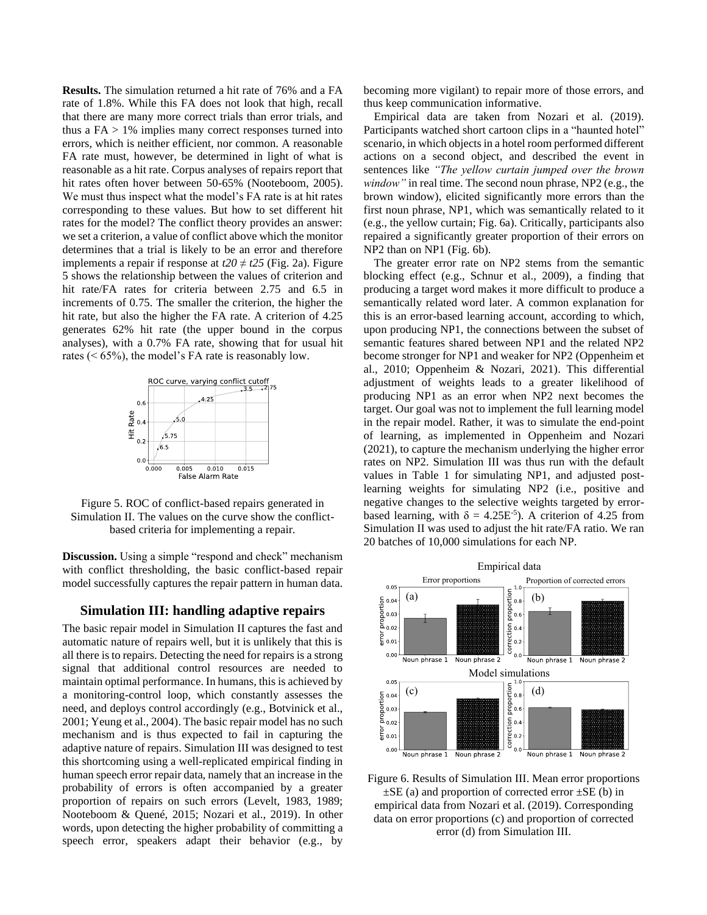**Results.** The simulation returned a hit rate of 76% and a FA rate of 1.8%. While this FA does not look that high, recall that there are many more correct trials than error trials, and thus a FA > 1% implies many correct responses turned into errors, which is neither efficient, nor common. A reasonable FA rate must, however, be determined in light of what is reasonable as a hit rate. Corpus analyses of repairs report that hit rates often hover between 50-65% (Nooteboom, 2005). We must thus inspect what the model's FA rate is at hit rates corresponding to these values. But how to set different hit rates for the model? The conflict theory provides an answer: we set a criterion, a value of conflict above which the monitor determines that a trial is likely to be an error and therefore implements a repair if response at $t20 \neq t25$ (Fig. 2a). Figure 5 shows the relationship between the values of criterion and hit rate/FA rates for criteria between 2.75 and 6.5 in increments of 0.75. The smaller the criterion, the higher the hit rate, but also the higher the FA rate. A criterion of 4.25 generates 62% hit rate (the upper bound in the corpus analyses), with a 0.7% FA rate, showing that for usual hit rates (< 65%), the model's FA rate is reasonably low.

Figure 5. ROC of conflict-based repairs generated in Simulation II. The values on the curve show the conflict-based criteria for implementing a repair.

**Discussion.** Using a simple "respond and check" mechanism with conflict thresholding, the basic conflict-based repair model successfully captures the repair pattern in human data.

## Simulation III: handling adaptive repairs

The basic repair model in Simulation II captures the fast and automatic nature of repairs well, but it is unlikely that this is all there is to repairs. Detecting the need for repairs is a strong signal that additional control resources are needed to maintain optimal performance. In humans, this is achieved by a monitoring-control loop, which constantly assesses the need, and deploys control accordingly (e.g., Botvinick et al., 2001; Yeung et al., 2004). The basic repair model has no such mechanism and is thus expected to fail in capturing the adaptive nature of repairs. Simulation III was designed to test this shortcoming using a well-replicated empirical finding in human speech error repair data, namely that an increase in the probability of errors is often accompanied by a greater proportion of repairs on such errors (Levelt, 1983, 1989; Nooteboom & Quené, 2015; Nozari et al., 2019). In other words, upon detecting the higher probability of committing a speech error, speakers adapt their behavior (e.g., by becoming more vigilant) to repair more of those errors, and thus keep communication informative.

Empirical data are taken from Nozari et al. (2019). Participants watched short cartoon clips in a "haunted hotel" scenario, in which objects in a hotel room performed different actions on a second object, and described the event in sentences like *"The yellow curtain jumped over the brown window"* in real time. The second noun phrase, NP2 (e.g., the brown window), elicited significantly more errors than the first noun phrase, NP1, which was semantically related to it (e.g., the yellow curtain; Fig. 6a). Critically, participants also repaired a significantly greater proportion of their errors on NP2 than on NP1 (Fig. 6b).

The greater error rate on NP2 stems from the semantic blocking effect (e.g., Schnur et al., 2009), a finding that producing a target word makes it more difficult to produce a semantically related word later. A common explanation for this is an error-based learning account, according to which, upon producing NP1, the connections between the subset of semantic features shared between NP1 and the related NP2 become stronger for NP1 and weaker for NP2 (Oppenheim et al., 2010; Oppenheim & Nozari, 2021). This differential adjustment of weights leads to a greater likelihood of producing NP1 as an error when NP2 next becomes the target. Our goal was not to implement the full learning model in the repair model. Rather, it was to simulate the end-point of learning, as implemented in Oppenheim and Nozari (2021), to capture the mechanism underlying the higher error rates on NP2. Simulation III was thus run with the default values in Table 1 for simulating NP1, and adjusted post-learning weights for simulating NP2 (i.e., positive and negative changes to the selective weights targeted by error-based learning, with $\delta = 4.25E^{-5}$). A criterion of 4.25 from Simulation II was used to adjust the hit rate/FA ratio. We ran 20 batches of 10,000 simulations for each NP.

Figure 6. Results of Simulation III. Mean error proportions ±SE (a) and proportion of corrected error ±SE (b) in empirical data from Nozari et al. (2019). Corresponding data on error proportions (c) and proportion of corrected error (d) from Simulation III.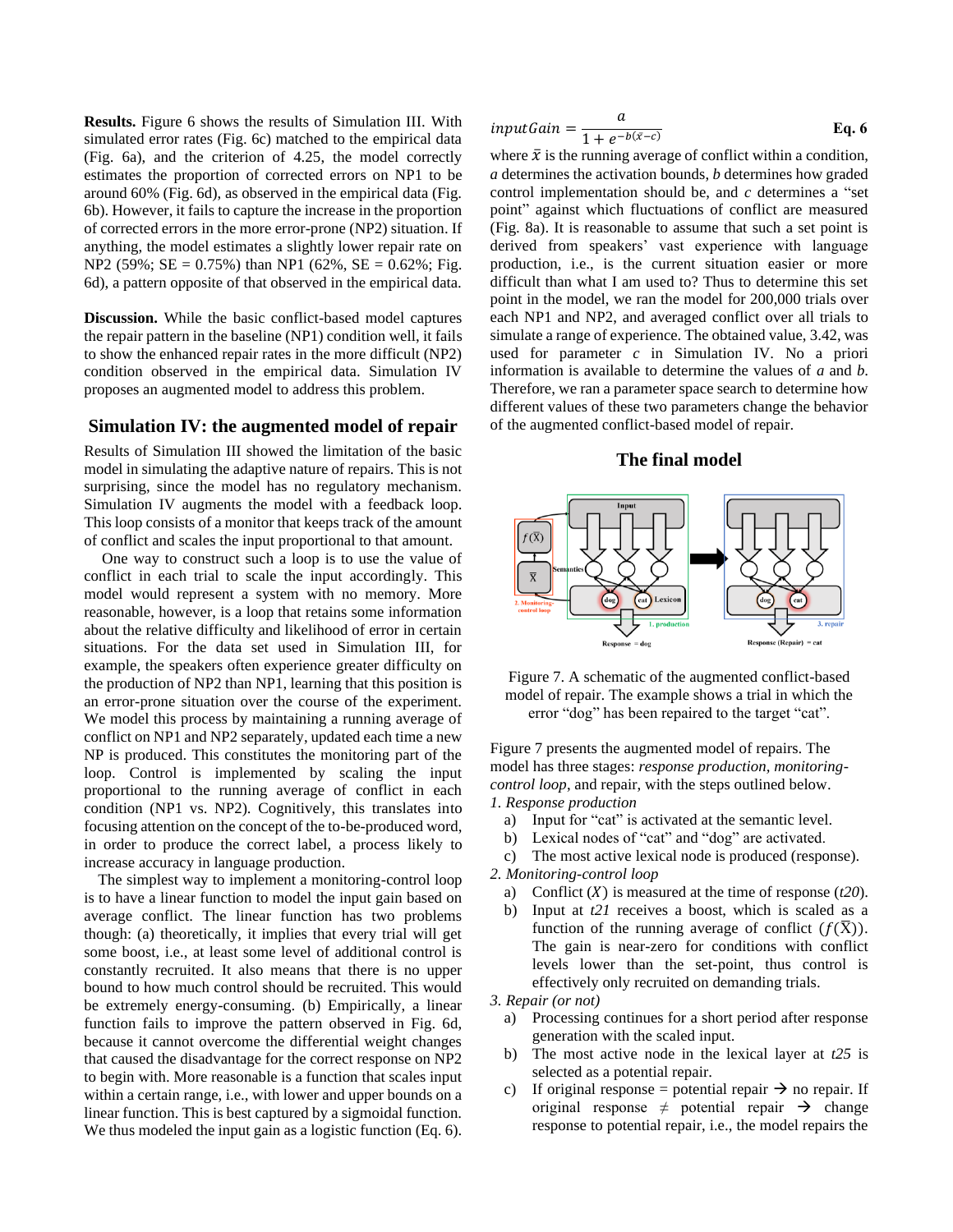**Results.** Figure 6 shows the results of Simulation III. With simulated error rates (Fig. 6c) matched to the empirical data (Fig. 6a), and the criterion of 4.25, the model correctly estimates the proportion of corrected errors on NP1 to be around 60% (Fig. 6d), as observed in the empirical data (Fig. 6b). However, it fails to capture the increase in the proportion of corrected errors in the more error-prone (NP2) situation. If anything, the model estimates a slightly lower repair rate on NP2 (59%; SE = 0.75%) than NP1 (62%, SE = 0.62%; Fig. 6d), a pattern opposite of that observed in the empirical data.

**Discussion.** While the basic conflict-based model captures the repair pattern in the baseline (NP1) condition well, it fails to show the enhanced repair rates in the more difficult (NP2) condition observed in the empirical data. Simulation IV proposes an augmented model to address this problem.

## Simulation IV: the augmented model of repair

Results of Simulation III showed the limitation of the basic model in simulating the adaptive nature of repairs. This is not surprising, since the model has no regulatory mechanism. Simulation IV augments the model with a feedback loop. This loop consists of a monitor that keeps track of the amount of conflict and scales the input proportional to that amount.

One way to construct such a loop is to use the value of conflict in each trial to scale the input accordingly. This model would represent a system with no memory. More reasonable, however, is a loop that retains some information about the relative difficulty and likelihood of error in certain situations. For the data set used in Simulation III, for example, the speakers often experience greater difficulty on the production of NP2 than NP1, learning that this position is an error-prone situation over the course of the experiment. We model this process by maintaining a running average of conflict on NP1 and NP2 separately, updated each time a new NP is produced. This constitutes the monitoring part of the loop. Control is implemented by scaling the input proportional to the running average of conflict in each condition (NP1 vs. NP2). Cognitively, this translates into focusing attention on the concept of the to-be-produced word, in order to produce the correct label, a process likely to increase accuracy in language production.

The simplest way to implement a monitoring-control loop is to have a linear function to model the input gain based on average conflict. The linear function has two problems though: (a) theoretically, it implies that every trial will get some boost, i.e., at least some level of additional control is constantly recruited. It also means that there is no upper bound to how much control should be recruited. This would be extremely energy-consuming. (b) Empirically, a linear function fails to improve the pattern observed in Fig. 6d, because it cannot overcome the differential weight changes that caused the disadvantage for the correct response on NP2 to begin with. More reasonable is a function that scales input within a certain range, i.e., with lower and upper bounds on a linear function. This is best captured by a sigmoidal function. We thus modeled the input gain as a logistic function (Eq. 6).

$$inputGain = \frac{a}{1 + e^{-b(\bar{x}-c)}} \qquad \textbf{Eq. 6}$$

where $\bar{x}$ is the running average of conflict within a condition, $a$ determines the activation bounds, $b$ determines how graded control implementation should be, and $c$ determines a "set point" against which fluctuations of conflict are measured (Fig. 8a). It is reasonable to assume that such a set point is derived from speakers' vast experience with language production, i.e., is the current situation easier or more difficult than what I am used to? Thus to determine this set point in the model, we ran the model for 200,000 trials over each NP1 and NP2, and averaged conflict over all trials to simulate a range of experience. The obtained value, 3.42, was used for parameter $c$ in Simulation IV. No a priori information is available to determine the values of $a$ and $b$. Therefore, we ran a parameter space search to determine how different values of these two parameters change the behavior of the augmented conflict-based model of repair.

Figure 7. A schematic of the augmented conflict-based model of repair. The example shows a trial in which the error "dog" has been repaired to the target "cat".

Figure 7 presents the augmented model of repairs. The model has three stages: *response production*, *monitoring-control loop*, and repair, with the steps outlined below.

1. *Response production*
   a) Input for "cat" is activated at the semantic level.
   b) Lexical nodes of "cat" and "dog" are activated.
   c) The most active lexical node is produced (response).
2. *Monitoring-control loop*
   a) Conflict ($X$) is measured at the time of response (*t20*).
   b) Input at *t21* receives a boost, which is scaled as a function of the running average of conflict ($f(\bar{X})$). The gain is near-zero for conditions with conflict levels lower than the set-point, thus control is effectively only recruited on demanding trials.
3. *Repair (or not)*
   a) Processing continues for a short period after response generation with the scaled input.
   b) The most active node in the lexical layer at *t25* is selected as a potential repair.
   c) If original response = potential repair → no repair. If original response ≠ potential repair → change response to potential repair, i.e., the model repairs the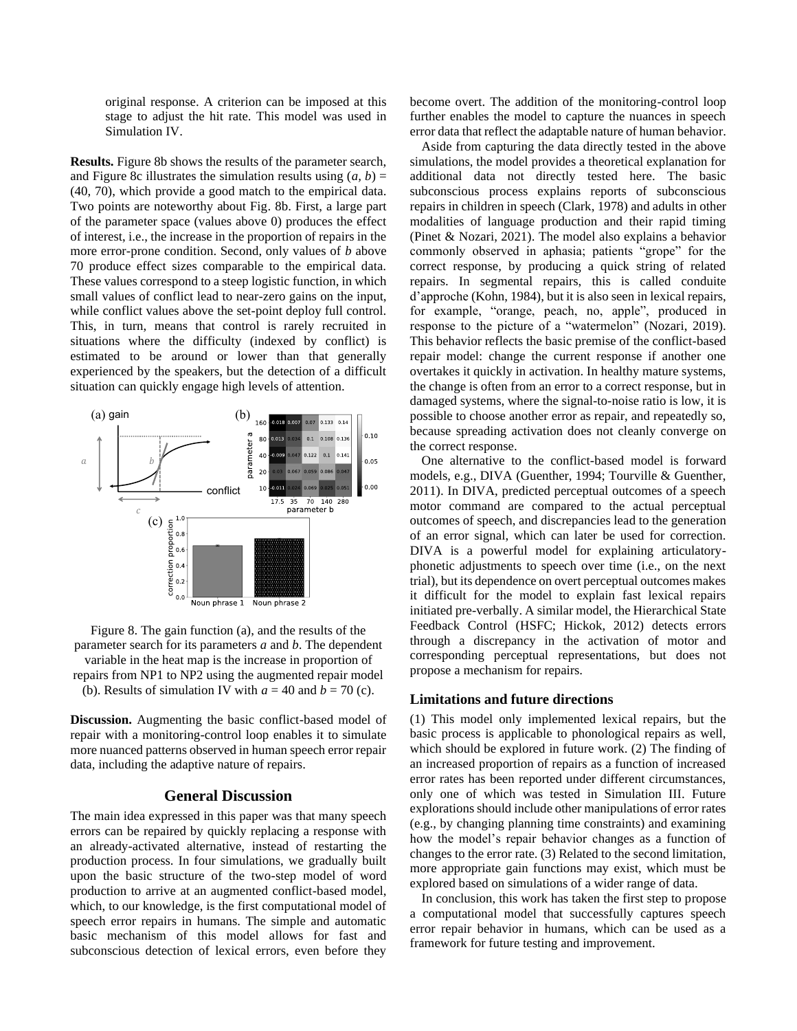original response. A criterion can be imposed at this stage to adjust the hit rate. This model was used in Simulation IV.

**Results.** Figure 8b shows the results of the parameter search, and Figure 8c illustrates the simulation results using ($a$, $b$) = (40, 70), which provide a good match to the empirical data. Two points are noteworthy about Fig. 8b. First, a large part of the parameter space (values above 0) produces the effect of interest, i.e., the increase in the proportion of repairs in the more error-prone condition. Second, only values of $b$ above 70 produce effect sizes comparable to the empirical data. These values correspond to a steep logistic function, in which small values of conflict lead to near-zero gains on the input, while conflict values above the set-point deploy full control. This, in turn, means that control is rarely recruited in situations where the difficulty (indexed by conflict) is estimated to be around or lower than that generally experienced by the speakers, but the detection of a difficult situation can quickly engage high levels of attention.

Figure 8. The gain function (a), and the results of the parameter search for its parameters $a$ and $b$. The dependent variable in the heat map is the increase in proportion of repairs from NP1 to NP2 using the augmented repair model (b). Results of simulation IV with $a$ = 40 and $b$ = 70 (c).

**Discussion.** Augmenting the basic conflict-based model of repair with a monitoring-control loop enables it to simulate more nuanced patterns observed in human speech error repair data, including the adaptive nature of repairs.

## General Discussion

The main idea expressed in this paper was that many speech errors can be repaired by quickly replacing a response with an already-activated alternative, instead of restarting the production process. In four simulations, we gradually built upon the basic structure of the two-step model of word production to arrive at an augmented conflict-based model, which, to our knowledge, is the first computational model of speech error repairs in humans. The simple and automatic basic mechanism of this model allows for fast and subconscious detection of lexical errors, even before they become overt. The addition of the monitoring-control loop further enables the model to capture the nuances in speech error data that reflect the adaptable nature of human behavior.

Aside from capturing the data directly tested in the above simulations, the model provides a theoretical explanation for additional data not directly tested here. The basic subconscious process explains reports of subconscious repairs in children in speech (Clark, 1978) and adults in other modalities of language production and their rapid timing (Pinet & Nozari, 2021). The model also explains a behavior commonly observed in aphasia; patients "grope" for the correct response, by producing a quick string of related repairs. In segmental repairs, this is called conduite d'approche (Kohn, 1984), but it is also seen in lexical repairs, for example, "orange, peach, no, apple", produced in response to the picture of a "watermelon" (Nozari, 2019). This behavior reflects the basic premise of the conflict-based repair model: change the current response if another one overtakes it quickly in activation. In healthy mature systems, the change is often from an error to a correct response, but in damaged systems, where the signal-to-noise ratio is low, it is possible to choose another error as repair, and repeatedly so, because spreading activation does not cleanly converge on the correct response.

One alternative to the conflict-based model is forward models, e.g., DIVA (Guenther, 1994; Tourville & Guenther, 2011). In DIVA, predicted perceptual outcomes of a speech motor command are compared to the actual perceptual outcomes of speech, and discrepancies lead to the generation of an error signal, which can later be used for correction. DIVA is a powerful model for explaining articulatory-phonetic adjustments to speech over time (i.e., on the next trial), but its dependence on overt perceptual outcomes makes it difficult for the model to explain fast lexical repairs initiated pre-verbally. A similar model, the Hierarchical State Feedback Control (HSFC; Hickok, 2012) detects errors through a discrepancy in the activation of motor and corresponding perceptual representations, but does not propose a mechanism for repairs.

### Limitations and future directions

(1) This model only implemented lexical repairs, but the basic process is applicable to phonological repairs as well, which should be explored in future work. (2) The finding of an increased proportion of repairs as a function of increased error rates has been reported under different circumstances, only one of which was tested in Simulation III. Future explorations should include other manipulations of error rates (e.g., by changing planning time constraints) and examining how the model's repair behavior changes as a function of changes to the error rate. (3) Related to the second limitation, more appropriate gain functions may exist, which must be explored based on simulations of a wider range of data.

In conclusion, this work has taken the first step to propose a computational model that successfully captures speech error repair behavior in humans, which can be used as a framework for future testing and improvement.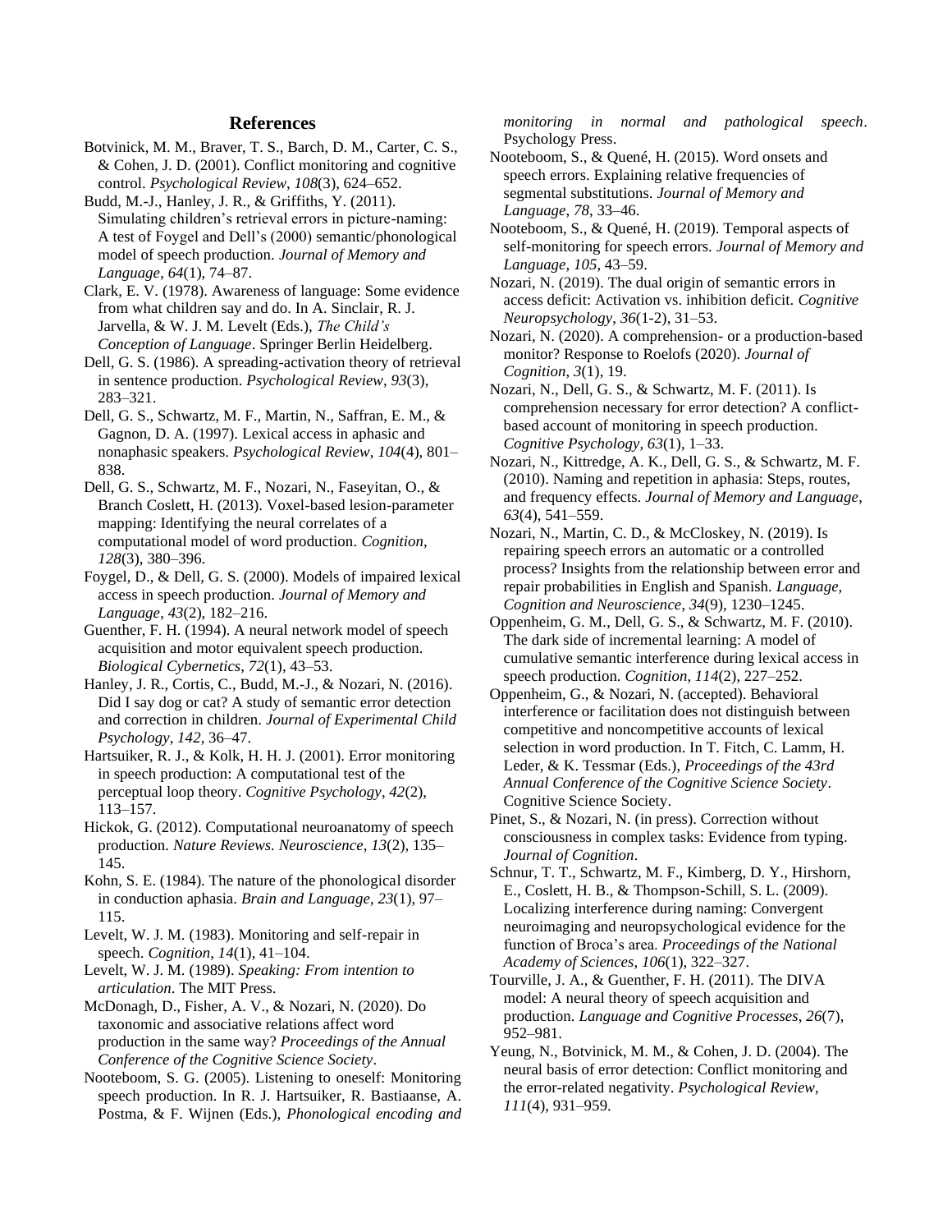## References

Botvinick, M. M., Braver, T. S., Barch, D. M., Carter, C. S., & Cohen, J. D. (2001). Conflict monitoring and cognitive control. *Psychological Review*, *108*(3), 624–652.

Budd, M.-J., Hanley, J. R., & Griffiths, Y. (2011). Simulating children's retrieval errors in picture-naming: A test of Foygel and Dell's (2000) semantic/phonological model of speech production. *Journal of Memory and Language*, *64*(1), 74–87.

Clark, E. V. (1978). Awareness of language: Some evidence from what children say and do. In A. Sinclair, R. J. Jarvella, & W. J. M. Levelt (Eds.), *The Child's Conception of Language*. Springer Berlin Heidelberg.

Dell, G. S. (1986). A spreading-activation theory of retrieval in sentence production. *Psychological Review*, *93*(3), 283–321.

Dell, G. S., Schwartz, M. F., Martin, N., Saffran, E. M., & Gagnon, D. A. (1997). Lexical access in aphasic and nonaphasic speakers. *Psychological Review*, *104*(4), 801–838.

Dell, G. S., Schwartz, M. F., Nozari, N., Faseyitan, O., & Branch Coslett, H. (2013). Voxel-based lesion-parameter mapping: Identifying the neural correlates of a computational model of word production. *Cognition*, *128*(3), 380–396.

Foygel, D., & Dell, G. S. (2000). Models of impaired lexical access in speech production. *Journal of Memory and Language*, *43*(2), 182–216.

Guenther, F. H. (1994). A neural network model of speech acquisition and motor equivalent speech production. *Biological Cybernetics*, *72*(1), 43–53.

Hanley, J. R., Cortis, C., Budd, M.-J., & Nozari, N. (2016). Did I say dog or cat? A study of semantic error detection and correction in children. *Journal of Experimental Child Psychology*, *142*, 36–47.

Hartsuiker, R. J., & Kolk, H. H. J. (2001). Error monitoring in speech production: A computational test of the perceptual loop theory. *Cognitive Psychology*, *42*(2), 113–157.

Hickok, G. (2012). Computational neuroanatomy of speech production. *Nature Reviews. Neuroscience*, *13*(2), 135–145.

Kohn, S. E. (1984). The nature of the phonological disorder in conduction aphasia. *Brain and Language*, *23*(1), 97–115.

Levelt, W. J. M. (1983). Monitoring and self-repair in speech. *Cognition*, *14*(1), 41–104.

Levelt, W. J. M. (1989). *Speaking: From intention to articulation*. The MIT Press.

McDonagh, D., Fisher, A. V., & Nozari, N. (2020). Do taxonomic and associative relations affect word production in the same way? *Proceedings of the Annual Conference of the Cognitive Science Society*.

Nooteboom, S. G. (2005). Listening to oneself: Monitoring speech production. In R. J. Hartsuiker, R. Bastiaanse, A. Postma, & F. Wijnen (Eds.), *Phonological encoding and monitoring in normal and pathological speech*. Psychology Press.

Nooteboom, S., & Quené, H. (2015). Word onsets and speech errors. Explaining relative frequencies of segmental substitutions. *Journal of Memory and Language*, *78*, 33–46.

Nooteboom, S., & Quené, H. (2019). Temporal aspects of self-monitoring for speech errors. *Journal of Memory and Language*, *105*, 43–59.

Nozari, N. (2019). The dual origin of semantic errors in access deficit: Activation vs. inhibition deficit. *Cognitive Neuropsychology*, *36*(1-2), 31–53.

Nozari, N. (2020). A comprehension- or a production-based monitor? Response to Roelofs (2020). *Journal of Cognition*, *3*(1), 19.

Nozari, N., Dell, G. S., & Schwartz, M. F. (2011). Is comprehension necessary for error detection? A conflict-based account of monitoring in speech production. *Cognitive Psychology*, *63*(1), 1–33.

Nozari, N., Kittredge, A. K., Dell, G. S., & Schwartz, M. F. (2010). Naming and repetition in aphasia: Steps, routes, and frequency effects. *Journal of Memory and Language*, *63*(4), 541–559.

Nozari, N., Martin, C. D., & McCloskey, N. (2019). Is repairing speech errors an automatic or a controlled process? Insights from the relationship between error and repair probabilities in English and Spanish. *Language, Cognition and Neuroscience*, *34*(9), 1230–1245.

Oppenheim, G. M., Dell, G. S., & Schwartz, M. F. (2010). The dark side of incremental learning: A model of cumulative semantic interference during lexical access in speech production. *Cognition*, *114*(2), 227–252.

Oppenheim, G., & Nozari, N. (accepted). Behavioral interference or facilitation does not distinguish between competitive and noncompetitive accounts of lexical selection in word production. In T. Fitch, C. Lamm, H. Leder, & K. Tessmar (Eds.), *Proceedings of the 43rd Annual Conference of the Cognitive Science Society*. Cognitive Science Society.

Pinet, S., & Nozari, N. (in press). Correction without consciousness in complex tasks: Evidence from typing. *Journal of Cognition*.

Schnur, T. T., Schwartz, M. F., Kimberg, D. Y., Hirshorn, E., Coslett, H. B., & Thompson-Schill, S. L. (2009). Localizing interference during naming: Convergent neuroimaging and neuropsychological evidence for the function of Broca's area. *Proceedings of the National Academy of Sciences*, *106*(1), 322–327.

Tourville, J. A., & Guenther, F. H. (2011). The DIVA model: A neural theory of speech acquisition and production. *Language and Cognitive Processes*, *26*(7), 952–981.

Yeung, N., Botvinick, M. M., & Cohen, J. D. (2004). The neural basis of error detection: Conflict monitoring and the error-related negativity. *Psychological Review*, *111*(4), 931–959.